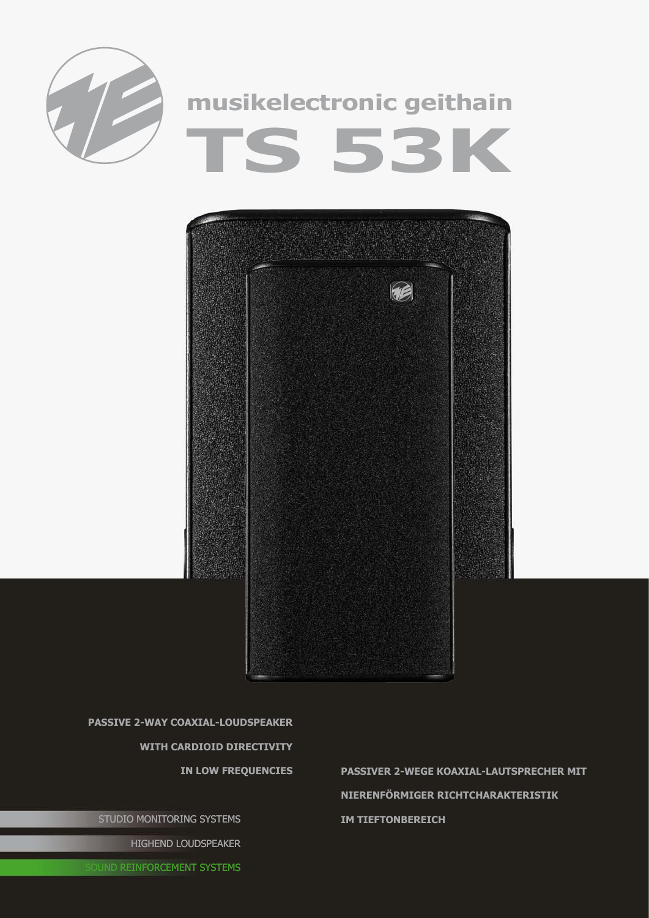# musikelectronic geithain

# TS 53K

**PASSIVE 2-WAY COAXIAL-LOUDSPEAKER WITH CARDIOID DIRECTIVITY IN LOW FREQUENCIES**

**PASSIVER 2-WEGE KOAXIAL-LAUTSPRECHER MIT NIERENFÖRMIGER RICHTCHARAKTERISTIK IM TIEFTONBEREICH**

STUDIO MONITORING SYSTEMS

HIGHEND LOUDSPEAKER

SOUND REINFORCEMENT SYSTEMS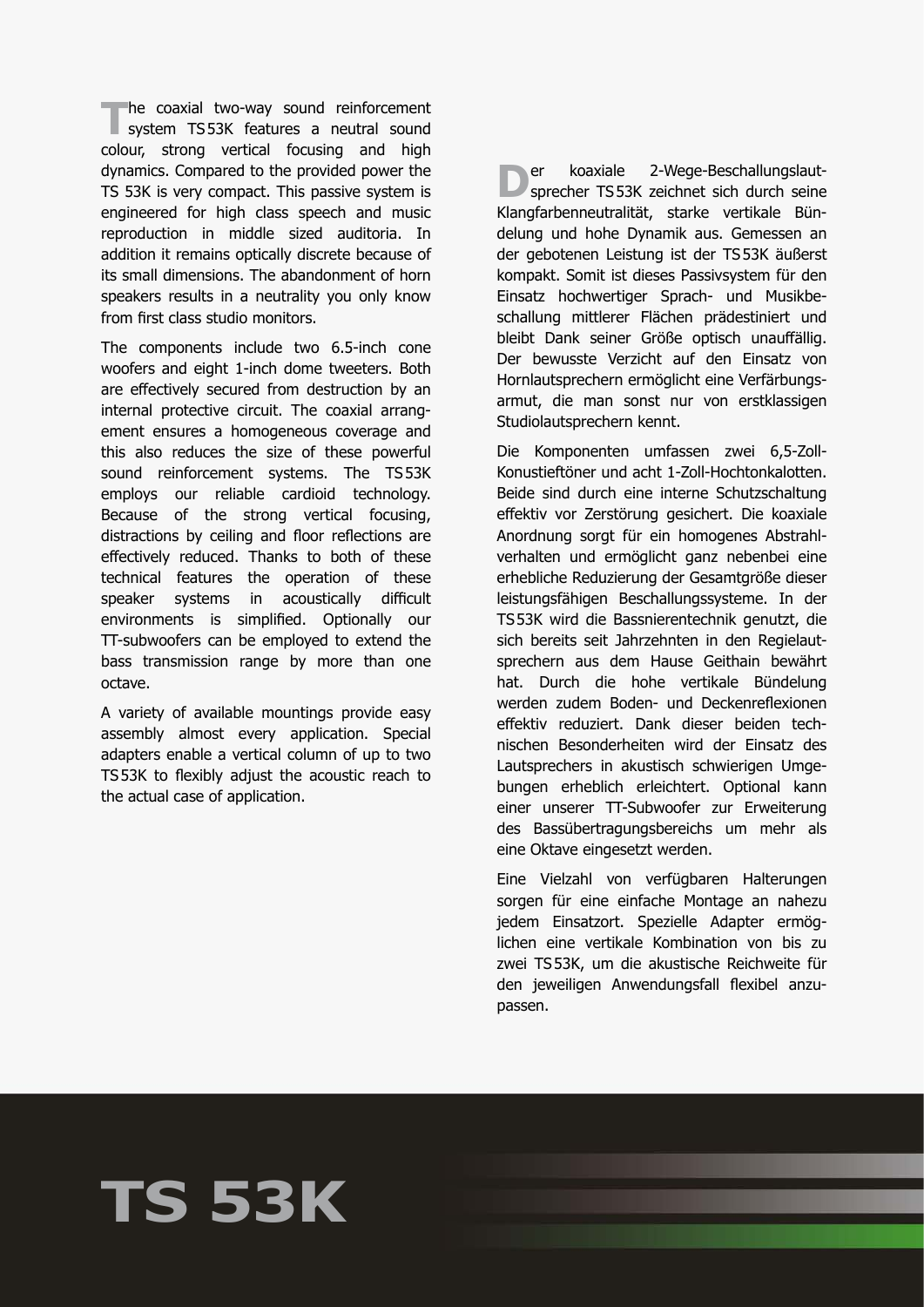The coaxial two-way sound reinforcement system TS 53K features a neutral sound colour, strong vertical focusing and high dynamics. Compared to the provided power the TS 53K is very compact. This passive system is engineered for high class speech and music reproduction in middle sized auditoria. In addition it remains optically discrete because of its small dimensions. The abandonment of horn speakers results in a neutrality you only know from first class studio monitors.

The components include two 6.5-inch cone woofers and eight 1-inch dome tweeters. Both are effectively secured from destruction by an internal protective circuit. The coaxial arrangement ensures a homogeneous coverage and this also reduces the size of these powerful sound reinforcement systems. The TS 53K employs our reliable cardioid technology. Because of the strong vertical focusing, distractions by ceiling and floor reflections are effectively reduced. Thanks to both of these technical features the operation of these speaker systems in acoustically difficult environments is simplified. Optionally our TT-subwoofers can be employed to extend the bass transmission range by more than one octave.

A variety of available mountings provide easy assembly almost every application. Special adapters enable a vertical column of up to two TS 53K to flexibly adjust the acoustic reach to the actual case of application.

Der koaxiale 2-Wege-Beschallungslautsprecher TS 53K zeichnet sich durch seine Klangfarbenneutralität, starke vertikale Bündelung und hohe Dynamik aus. Gemessen an der gebotenen Leistung ist der TS 53K äußerst kompakt. Somit ist dieses Passivsystem für den Einsatz hochwertiger Sprach- und Musikbeschallung mittlerer Flächen prädestiniert und bleibt Dank seiner Größe optisch unauffällig. Der bewusste Verzicht auf den Einsatz von Hornlautsprechern ermöglicht eine Verfärbungsarmut, die man sonst nur von erstklassigen Studiolautsprechern kennt.

Die Komponenten umfassen zwei 6,5-Zoll-Konustieftöner und acht 1-Zoll-Hochtonkalotten. Beide sind durch eine interne Schutzschaltung effektiv vor Zerstörung gesichert. Die koaxiale Anordnung sorgt für ein homogenes Abstrahlverhalten und ermöglicht ganz nebenbei eine erhebliche Reduzierung der Gesamtgröße dieser leistungsfähigen Beschallungssysteme. In der TS 53K wird die Bassnierentechnik genutzt, die sich bereits seit Jahrzehnten in den Regielautsprechern aus dem Hause Geithain bewährt hat. Durch die hohe vertikale Bündelung werden zudem Boden- und Deckenreflexionen effektiv reduziert. Dank dieser beiden technischen Besonderheiten wird der Einsatz des Lautsprechers in akustisch schwierigen Umgebungen erheblich erleichtert. Optional kann einer unserer TT-Subwoofer zur Erweiterung des Bassübertragungsbereichs um mehr als eine Oktave eingesetzt werden.

Eine Vielzahl von verfügbaren Halterungen sorgen für eine einfache Montage an nahezu jedem Einsatzort. Spezielle Adapter ermöglichen eine vertikale Kombination von bis zu zwei TS 53K, um die akustische Reichweite für den jeweiligen Anwendungsfall flexibel anzupassen.

# TS 53K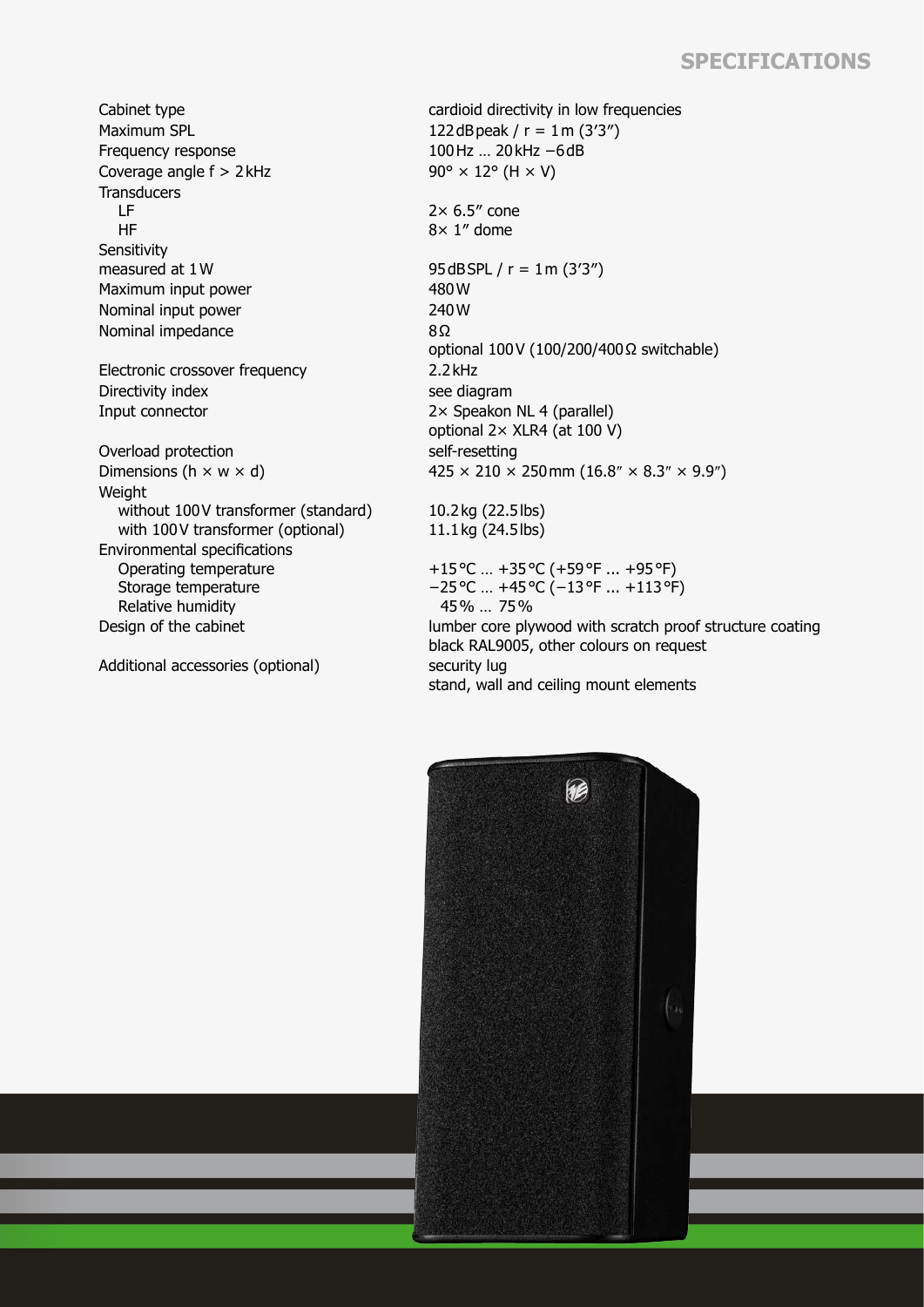## SPECIFICATIONS

| | |
|---|---|
| Cabinet type | cardioid directivity in low frequencies |
| Maximum SPL | 122 dB peak / r = 1 m (3'3") |
| Frequency response | 100 Hz … 20 kHz −6 dB |
| Coverage angle f > 2 kHz | 90° × 12° (H × V) |
| Transducers | |
| LF | 2× 6.5" cone |
| HF | 8× 1" dome |
| Sensitivity measured at 1 W | 95 dB SPL / r = 1 m (3'3") |
| Maximum input power | 480 W |
| Nominal input power | 240 W |
| Nominal impedance | 8 Ω<br>optional 100 V (100/200/400 Ω switchable) |
| Electronic crossover frequency | 2.2 kHz |
| Directivity index | see diagram |
| Input connector | 2× Speakon NL 4 (parallel)<br>optional 2× XLR4 (at 100 V) |
| Overload protection | self-resetting |
| Dimensions (h × w × d) | 425 × 210 × 250 mm (16.8" × 8.3" × 9.9") |
| Weight | |
| without 100 V transformer (standard) | 10.2 kg (22.5 lbs) |
| with 100 V transformer (optional) | 11.1 kg (24.5 lbs) |
| Environmental specifications | |
| Operating temperature | +15 °C … +35 °C (+59 °F ... +95 °F) |
| Storage temperature | −25 °C … +45 °C (−13 °F ... +113 °F) |
| Relative humidity | 45 % … 75 % |
| Design of the cabinet | lumber core plywood with scratch proof structure coating<br>black RAL9005, other colours on request |
| Additional accessories (optional) | security lug<br>stand, wall and ceiling mount elements |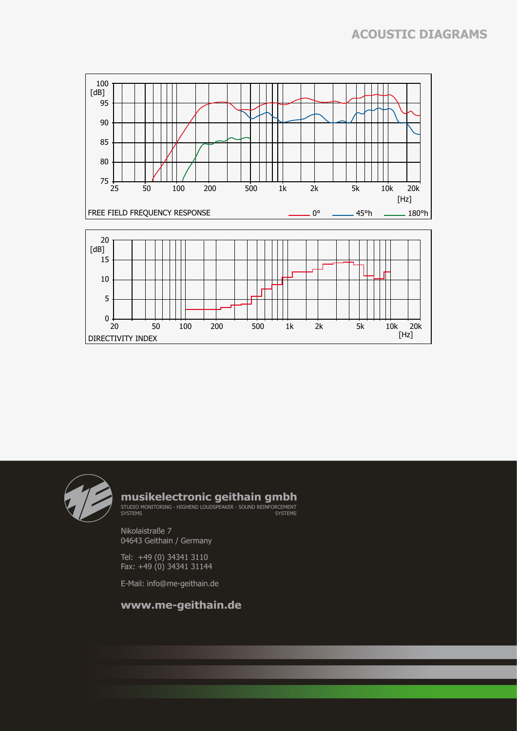# ACOUSTIC DIAGRAMS

100
[dB]
95
90
85
80
75
25 50 100 200 500 1k 2k 5k 10k 20k
[Hz]

FREE FIELD FREQUENCY RESPONSE
0°
45°h
180°h

20
[dB]
15
10
5
0
20 50 100 200 500 1k 2k 5k 10k 20k
[Hz]

DIRECTIVITY INDEX

**musikelectronic geithain gmbh**

STUDIO MONITORING - HIGHEND LOUDSPEAKER - SOUND REINFORCEMENT SYSTEMS

Nikolaistraße 7
04643 Geithain / Germany

Tel: +49 (0) 34341 3110
Fax: +49 (0) 34341 31144

E-Mail: info@me-geithain.de

**www.me-geithain.de**